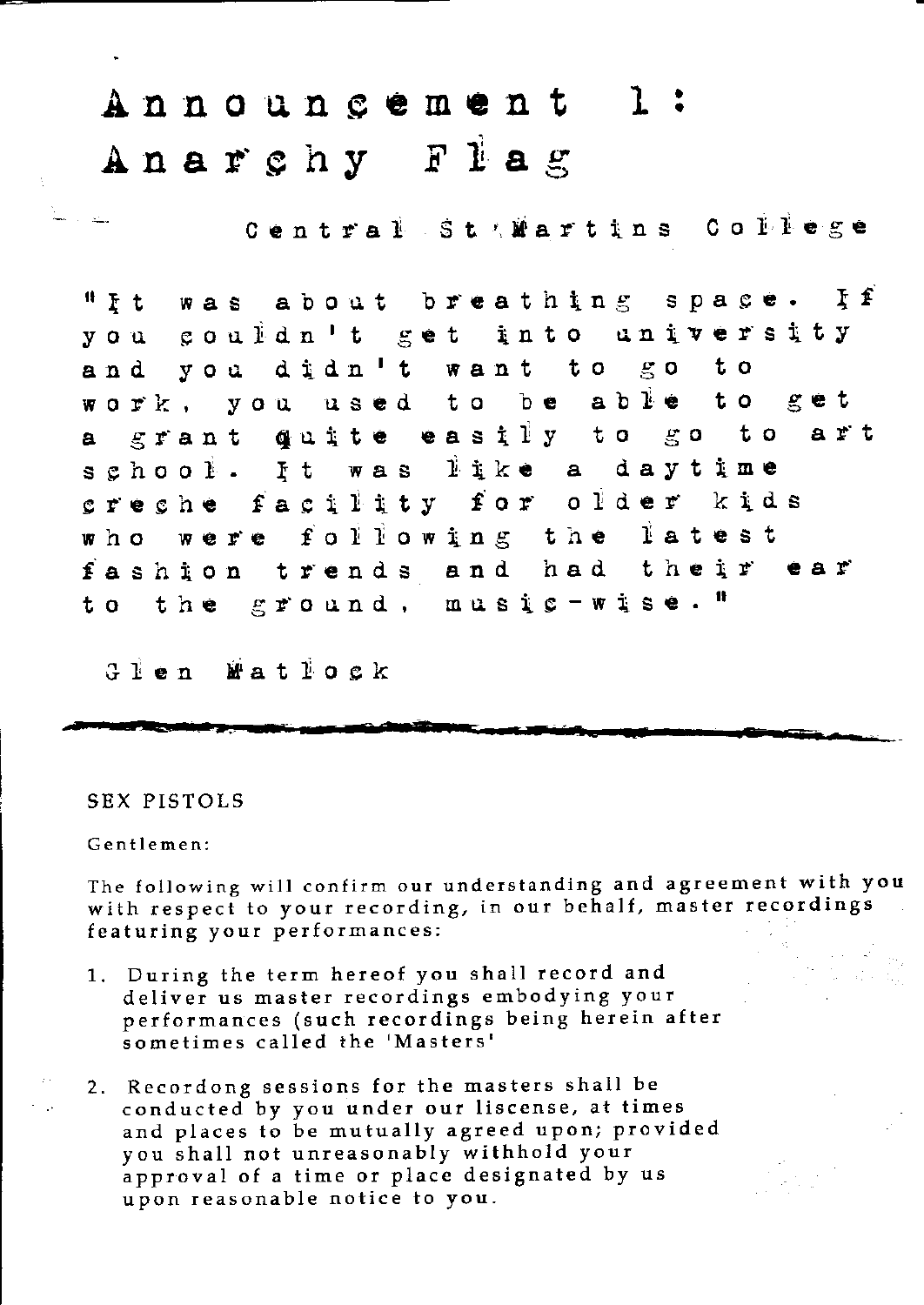# Announcement 1: Anarchy Flag

Central St Martins College

"It was about breathing space. If you couldn't get into university and you didn't want to go to work, you used to be able to get a grant quite easily to go to art school. It was like a daytime creche facility for older kids who were following the latest fashion trends and had their ear to the ground, music-wise."

Glen Matlock

---

SEX PISTOLS

Gentlemen:

The following will confirm our understanding and agreement with you with respect to your recording, in our behalf, master recordings featuring your performances:

1. During the term hereof you shall record and deliver us master recordings embodying your performances (such recordings being herein after sometimes called the 'Masters'

2. Recordong sessions for the masters shall be conducted by you under our liscense, at times and places to be mutually agreed upon; provided you shall not unreasonably withhold your approval of a time or place designated by us upon reasonable notice to you.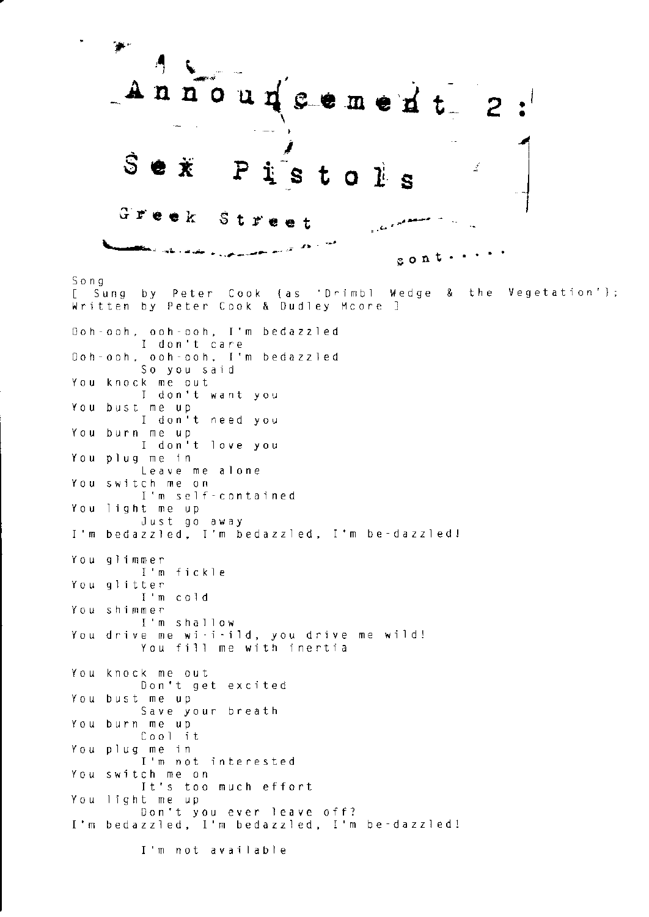# Announcement 2:

## Sex Pistols

### Greek Street

cont.....

Song
[ Sung by Peter Cook (as 'Drimbl Wedge & the Vegetation'); Written by Peter Cook & Dudley Moore ]

Ooh-ooh, ooh-ooh, I'm bedazzled
        I don't care
Ooh-ooh, ooh-ooh, I'm bedazzled
        So you said
You knock me out
        I don't want you
You bust me up
        I don't need you
You burn me up
        I don't love you
You plug me in
        Leave me alone
You switch me on
        I'm self-contained
You light me up
        Just go away
I'm bedazzled, I'm bedazzled, I'm be-dazzled!

You glimmer
        I'm fickle
You glitter
        I'm cold
You shimmer
        I'm shallow
You drive me wi-i-ild, you drive me wild!
        You fill me with inertia

You knock me out
        Don't get excited
You bust me up
        Save your breath
You burn me up
        Cool it
You plug me in
        I'm not interested
You switch me on
        It's too much effort
You light me up
        Don't you ever leave off?
I'm bedazzled, I'm bedazzled, I'm be-dazzled!

        I'm not available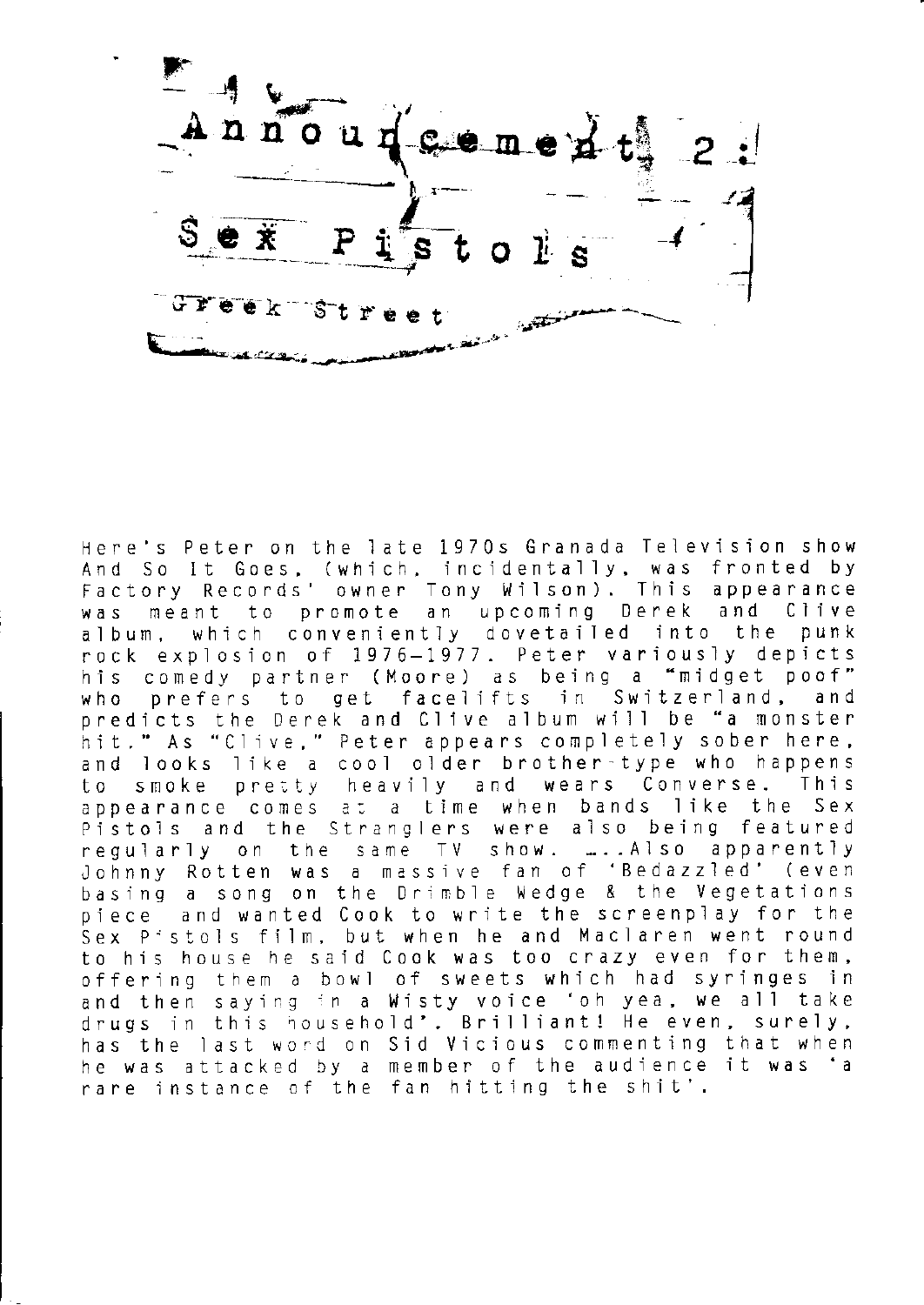# Announcement 2: Sex Pistols

## Greek Street

Here's Peter on the late 1970s Granada Television show And So It Goes, (which, incidentally, was fronted by Factory Records' owner Tony Wilson). This appearance was meant to promote an upcoming Derek and Clive album, which conveniently dovetailed into the punk rock explosion of 1976–1977. Peter variously depicts his comedy partner (Moore) as being a "midget poof" who prefers to get facelifts in Switzerland, and predicts the Derek and Clive album will be "a monster hit." As "Clive," Peter appears completely sober here, and looks like a cool older brother-type who happens to smoke pretty heavily and wears Converse. This appearance comes at a time when bands like the Sex Pistols and the Stranglers were also being featured regularly on the same TV show. ….Also apparently Johnny Rotten was a massive fan of 'Bedazzled' (even basing a song on the Drimble Wedge & the Vegetations piece and wanted Cook to write the screenplay for the Sex Pistols film, but when he and Maclaren went round to his house he said Cook was too crazy even for them, offering them a bowl of sweets which had syringes in and then saying in a Wisty voice 'oh yea, we all take drugs in this household'. Brilliant! He even, surely, has the last word on Sid Vicious commenting that when he was attacked by a member of the audience it was 'a rare instance of the fan hitting the shit'.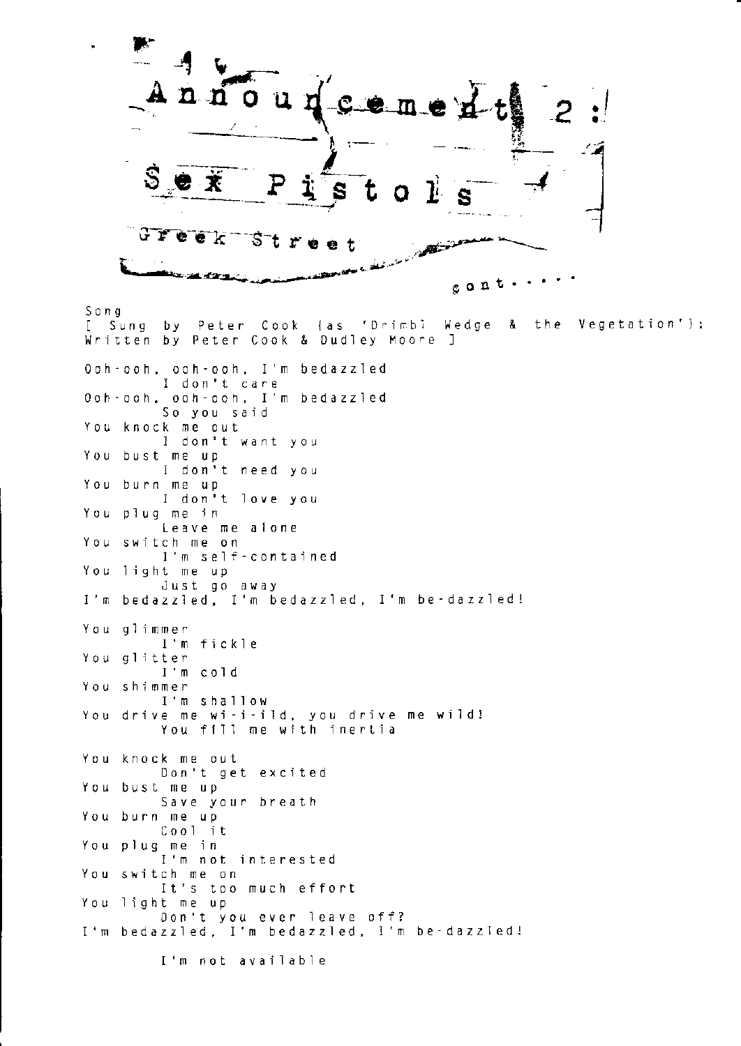# Announcement 2:

## Sex Pistols

### Greek Street

cont.....

Song
[ Sung by Peter Cook (as 'Drimbl Wedge & the Vegetation'): Written by Peter Cook & Dudley Moore ]

Ooh-ooh, ooh-ooh, I'm bedazzled
        I don't care
Ooh-ooh, ooh-ooh, I'm bedazzled
        So you said
You knock me out
        I don't want you
You bust me up
        I don't need you
You burn me up
        I don't love you
You plug me in
        Leave me alone
You switch me on
        I'm self-contained
You light me up
        Just go away
I'm bedazzled, I'm bedazzled, I'm be-dazzled!

You glimmer
        I'm fickle
You glitter
        I'm cold
You shimmer
        I'm shallow
You drive me wi-i-ild, you drive me wild!
        You fill me with inertia

You knock me out
        Don't get excited
You bust me up
        Save your breath
You burn me up
        Cool it
You plug me in
        I'm not interested
You switch me on
        It's too much effort
You light me up
        Don't you ever leave off?
I'm bedazzled, I'm bedazzled, I'm be-dazzled!

        I'm not available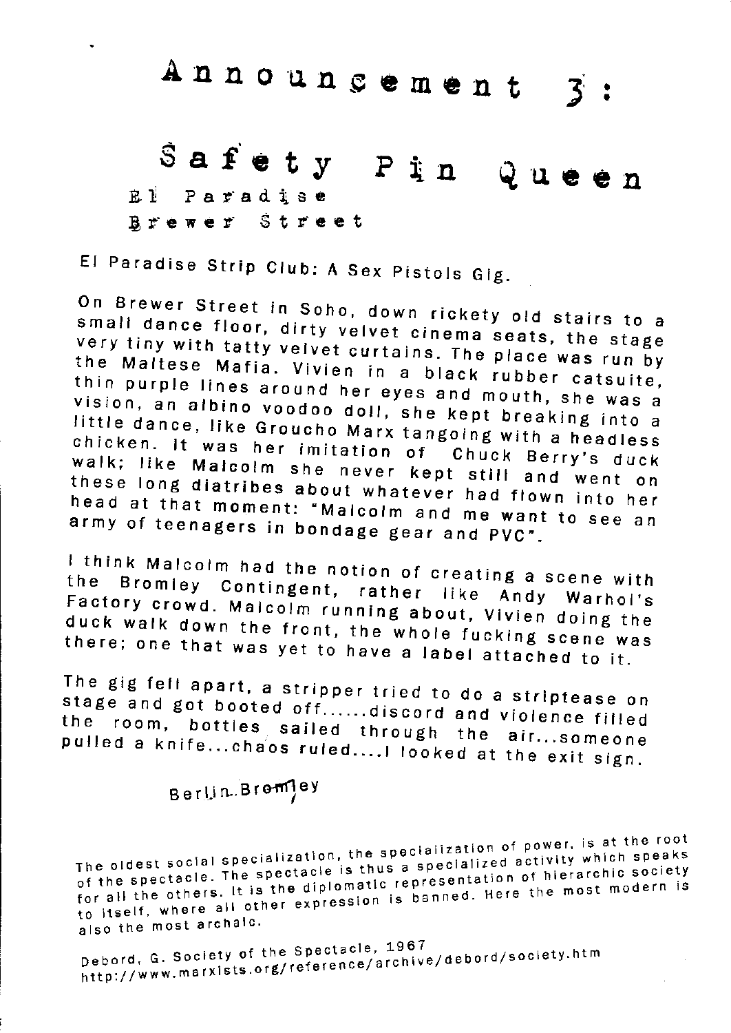# Announcement 3:

## Safety Pin Queen

El Paradise
Brewer Street

El Paradise Strip Club: A Sex Pistols Gig.

On Brewer Street in Soho, down rickety old stairs to a small dance floor, dirty velvet cinema seats, the stage very tiny with tatty velvet curtains. The place was run by the Maltese Mafia. Vivien in a black rubber catsuite, thin purple lines around her eyes and mouth, she was a vision, an albino voodoo doll, she kept breaking into a little dance, like Groucho Marx tangoing with a headless chicken. It was her imitation of Chuck Berry's duck walk; like Malcolm she never kept still and went on these long diatribes about whatever had flown into her head at that moment: "Malcolm and me want to see an army of teenagers in bondage gear and PVC".

I think Malcolm had the notion of creating a scene with the Bromley Contingent, rather like Andy Warhol's Factory crowd. Malcolm running about, Vivien doing the duck walk down the front, the whole fucking scene was there; one that was yet to have a label attached to it.

The gig fell apart, a stripper tried to do a striptease on stage and got booted off......discord and violence filled the room, bottles sailed through the air...someone pulled a knife...chaos ruled....I looked at the exit sign.

Berlin Bromley

The oldest social specialization, the specialization of power, is at the root of the spectacle. The spectacle is thus a specialized activity which speaks for all the others. It is the diplomatic representation of hierarchic society to itself, where all other expression is banned. Here the most modern is also the most archaic.

Debord, G. Society of the Spectacle, 1967
http://www.marxists.org/reference/archive/debord/society.htm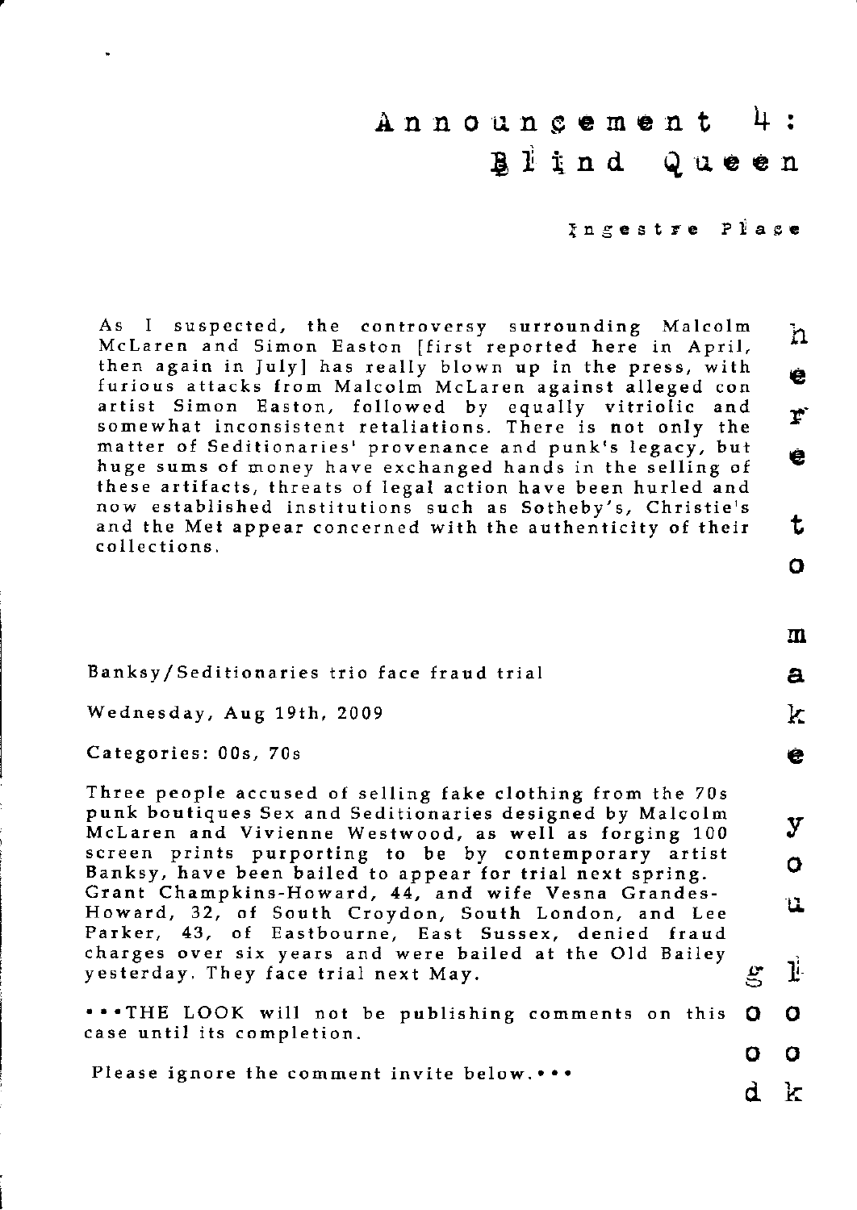# Announcement 4: Blind Queen

Ingestre Place

As I suspected, the controversy surrounding Malcolm McLaren and Simon Easton [first reported here in April, then again in July] has really blown up in the press, with furious attacks from Malcolm McLaren against alleged con artist Simon Easton, followed by equally vitriolic and somewhat inconsistent retaliations. There is not only the matter of Seditionaries' provenance and punk's legacy, but huge sums of money have exchanged hands in the selling of these artifacts, threats of legal action have been hurled and now established institutions such as Sotheby's, Christie's and the Met appear concerned with the authenticity of their collections.

Banksy/Seditionaries trio face fraud trial

Wednesday, Aug 19th, 2009

Categories: 00s, 70s

Three people accused of selling fake clothing from the 70s punk boutiques Sex and Seditionaries designed by Malcolm McLaren and Vivienne Westwood, as well as forging 100 screen prints purporting to be by contemporary artist Banksy, have been bailed to appear for trial next spring. Grant Champkins-Howard, 44, and wife Vesna Grandes-Howard, 32, of South Croydon, South London, and Lee Parker, 43, of Eastbourne, East Sussex, denied fraud charges over six years and were bailed at the Old Bailey yesterday. They face trial next May.

•••THE LOOK will not be publishing comments on this case until its completion.

Please ignore the comment invite below.•••

here to make you look

good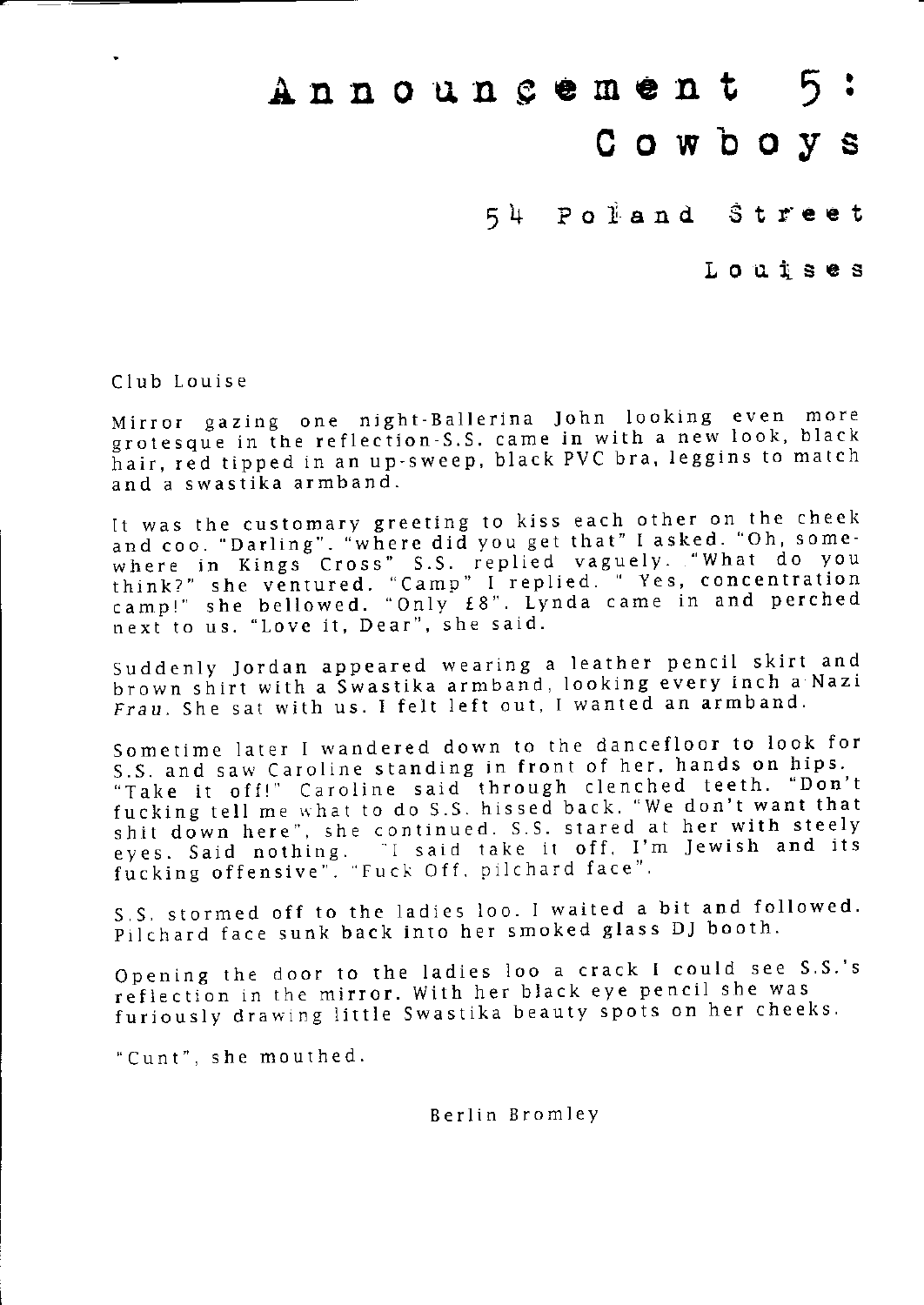# Announcement 5: Cowboys

## 54 Poland Street

### Louises

Club Louise

Mirror gazing one night-Ballerina John looking even more grotesque in the reflection-S.S. came in with a new look, black hair, red tipped in an up-sweep, black PVC bra, leggins to match and a swastika armband.

It was the customary greeting to kiss each other on the cheek and coo. "Darling". "where did you get that" I asked. "Oh, somewhere in Kings Cross" S.S. replied vaguely. "What do you think?" she ventured. "Camp" I replied. " Yes, concentration camp!" she bellowed. "Only £8". Lynda came in and perched next to us. "Love it, Dear", she said.

Suddenly Jordan appeared wearing a leather pencil skirt and brown shirt with a Swastika armband, looking every inch a Nazi *Frau*. She sat with us. I felt left out, I wanted an armband.

Sometime later I wandered down to the dancefloor to look for S.S. and saw Caroline standing in front of her, hands on hips. "Take it off!" Caroline said through clenched teeth. "Don't fucking tell me what to do S.S. hissed back. "We don't want that shit down here", she continued. S.S. stared at her with steely eyes. Said nothing. "I said take it off, I'm Jewish and its fucking offensive". "Fuck Off, pilchard face".

S.S. stormed off to the ladies loo. I waited a bit and followed. Pilchard face sunk back into her smoked glass DJ booth.

Opening the door to the ladies loo a crack I could see S.S.'s reflection in the mirror. With her black eye pencil she was furiously drawing little Swastika beauty spots on her cheeks.

"Cunt", she mouthed.

Berlin Bromley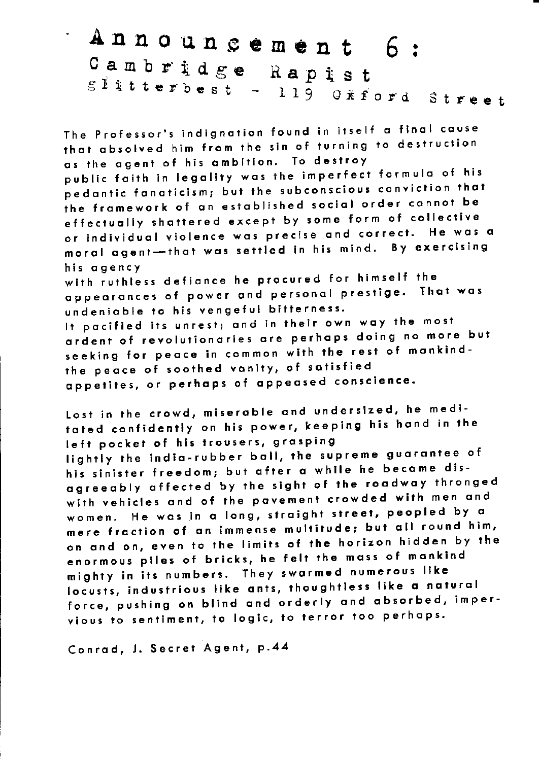# Announcement 6:

## Cambridge Rapist

### Glitterbest - 119 Oxford Street

The Professor's indignation found in itself a final cause that absolved him from the sin of turning to destruction as the agent of his ambition. To destroy
public faith in legality was the imperfect formula of his pedantic fanaticism; but the subconscious conviction that the framework of an established social order cannot be effectually shattered except by some form of collective or individual violence was precise and correct. He was a moral agent—that was settled in his mind. By exercising his agency
with ruthless defiance he procured for himself the appearances of power and personal prestige. That was undeniable to his vengeful bitterness.
It pacified its unrest; and in their own way the most ardent of revolutionaries are perhaps doing no more but seeking for peace in common with the rest of mankind- the peace of soothed vanity, of satisfied appetites, or perhaps of appeased conscience.

Lost in the crowd, miserable and undersized, he meditated confidently on his power, keeping his hand in the left pocket of his trousers, grasping
lightly the india-rubber ball, the supreme guarantee of his sinister freedom; but after a while he became disagreeably affected by the sight of the roadway thronged with vehicles and of the pavement crowded with men and women. He was in a long, straight street, peopled by a mere fraction of an immense multitude; but all round him, on and on, even to the limits of the horizon hidden by the enormous piles of bricks, he felt the mass of mankind mighty in its numbers. They swarmed numerous like locusts, industrious like ants, thoughtless like a natural force, pushing on blind and orderly and absorbed, impervious to sentiment, to logic, to terror too perhaps.

Conrad, J. Secret Agent, p.44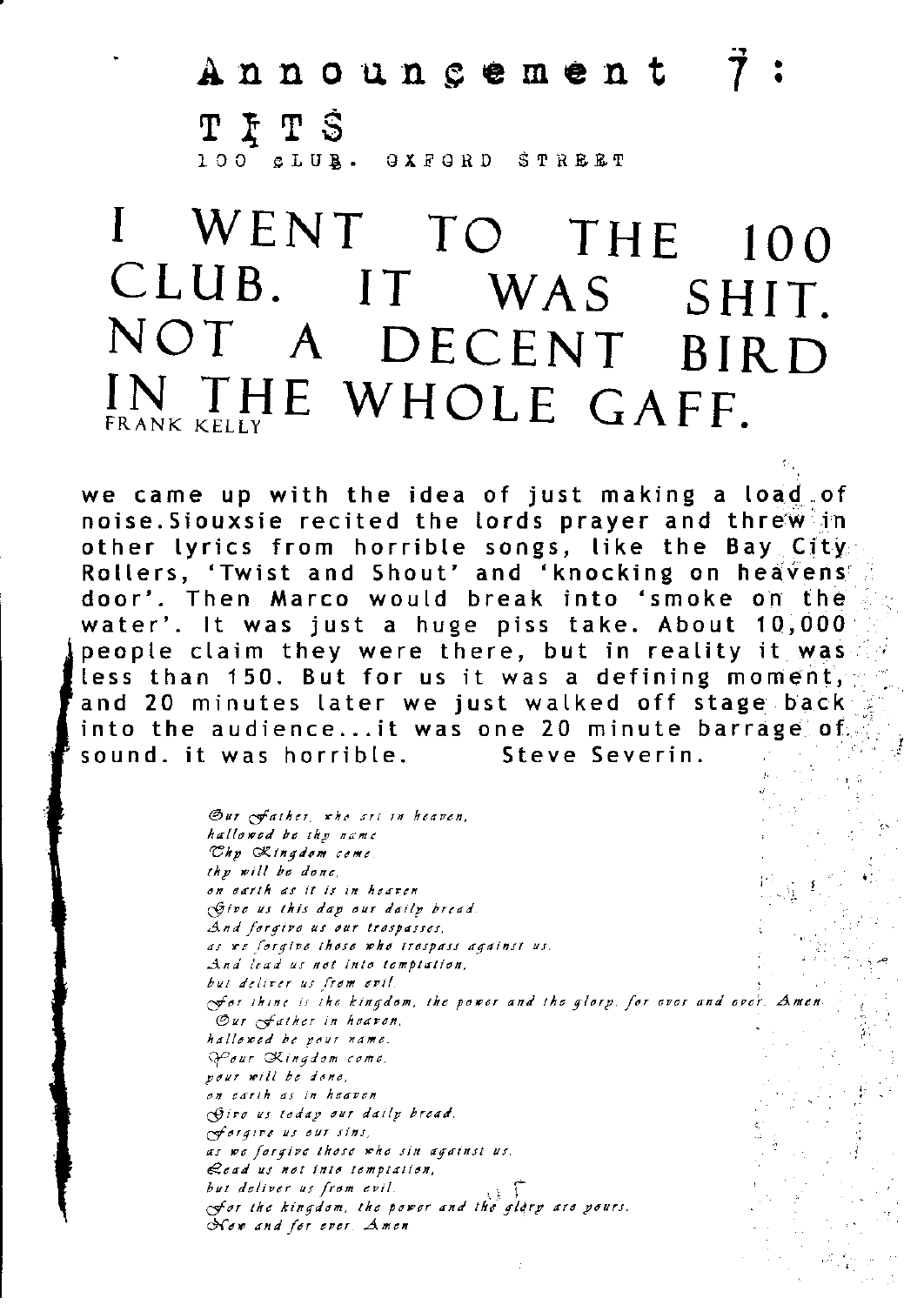# Announcement 7:

## TITS

100 CLUB. OXFORD STREET

# I WENT TO THE 100 CLUB. IT WAS SHIT. NOT A DECENT BIRD IN THE WHOLE GAFF.

FRANK KELLY

we came up with the idea of just making a load of noise.Siouxsie recited the lords prayer and threw in other lyrics from horrible songs, like the Bay City Rollers, 'Twist and Shout' and 'knocking on heavens door'. Then Marco would break into 'smoke on the water'. It was just a huge piss take. About 10,000 people claim they were there, but in reality it was less than 150. But for us it was a defining moment, and 20 minutes later we just walked off stage back into the audience...it was one 20 minute barrage of sound. it was horrible.    Steve Severin.

*Our Father, who art in heaven,*
*hallowed be thy name*
*Thy Kingdom come*
*thy will be done,*
*on earth as it is in heaven*
*Give us this day our daily bread.*
*And forgive us our trespasses,*
*as we forgive those who trespass against us.*
*And lead us not into temptation,*
*but deliver us from evil.*
*For thine is the kingdom, the power and the glory, for ever and ever. Amen.*
*Our Father in heaven,*
*hallowed be your name.*
*Your Kingdom come,*
*your will be done,*
*on earth as in heaven*
*Give us today our daily bread.*
*Forgive us our sins,*
*as we forgive those who sin against us.*
*Lead us not into temptation,*
*but deliver us from evil.*
*For the kingdom, the power and the glory are yours.*
*Now and for ever. Amen*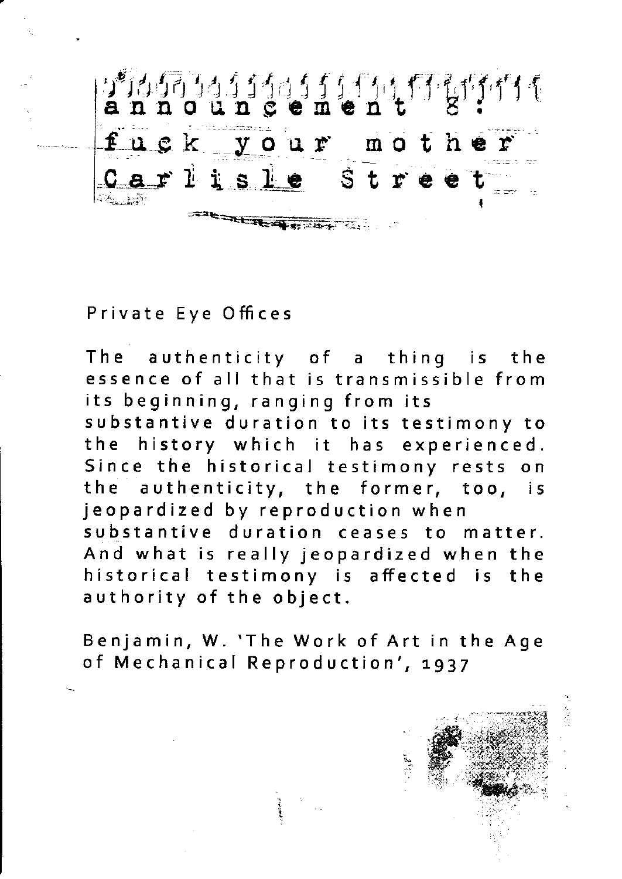announcement 8:
fuck your mother
Carlisle Street

Private Eye Offices

The authenticity of a thing is the essence of all that is transmissible from its beginning, ranging from its substantive duration to its testimony to the history which it has experienced. Since the historical testimony rests on the authenticity, the former, too, is jeopardized by reproduction when substantive duration ceases to matter. And what is really jeopardized when the historical testimony is affected is the authority of the object.

Benjamin, W. 'The Work of Art in the Age of Mechanical Reproduction', 1937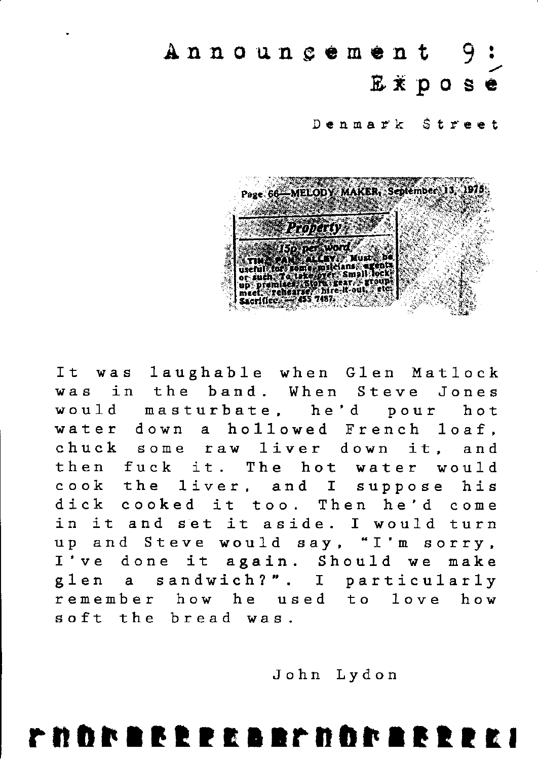# Announcement 9: Exposé

## Denmark Street

Page 66—MELODY MAKER, September 13, 1975

**Property**

15p per word

TIN PAN ALLEY. Must be useful for some musicians, agents or such. To take over. Small lock-up premises. Store gear, groups meet, rehearse, hire-it-out, etc. Sacrifice. — 435 7487.

It was laughable when Glen Matlock was in the band. When Steve Jones would masturbate, he'd pour hot water down a hollowed French loaf, chuck some raw liver down it, and then fuck it. The hot water would cook the liver, and I suppose his dick cooked it too. Then he'd come in it and set it aside. I would turn up and Steve would say, "I'm sorry, I've done it again. Should we make glen a sandwich?". I particularly remember how he used to love how soft the bread was.

John Lydon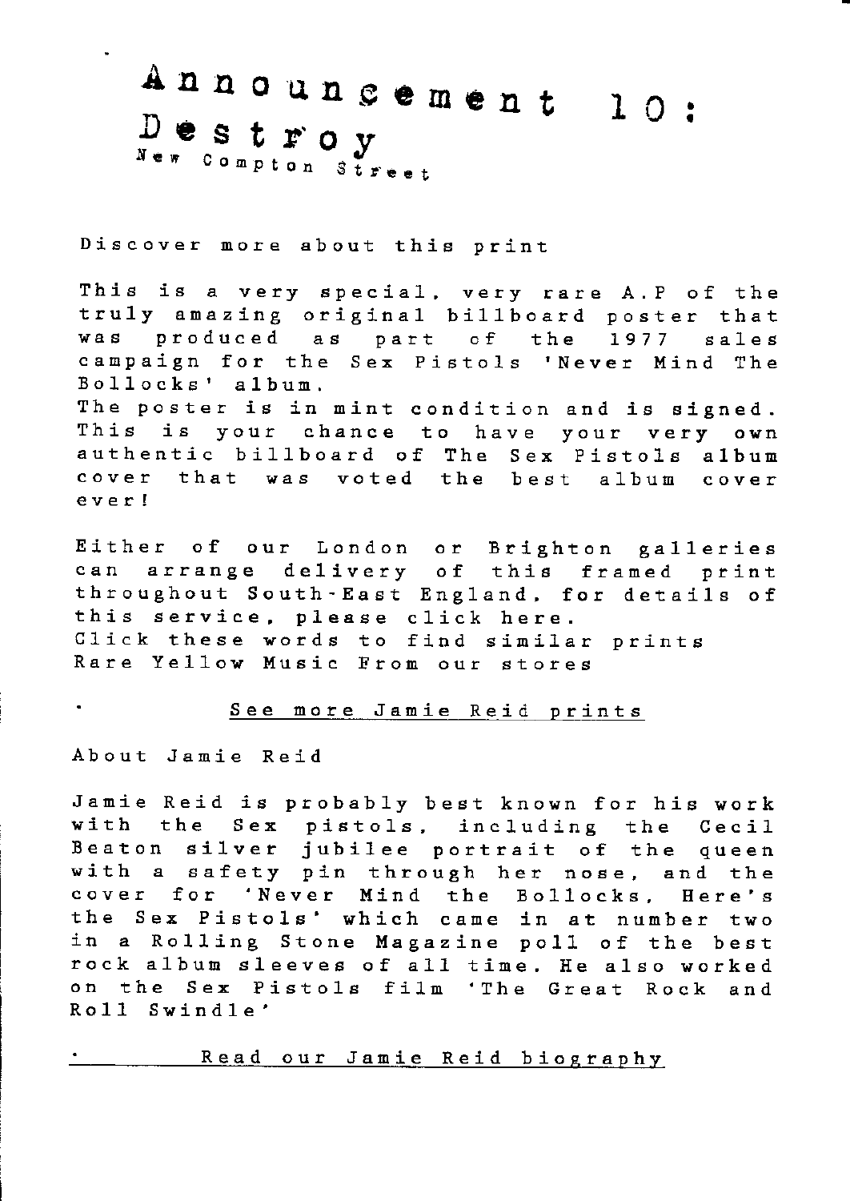# Announcement 10:
## Destroy
New Compton Street

Discover more about this print

This is a very special, very rare A.P of the truly amazing original billboard poster that was produced as part of the 1977 sales campaign for the Sex Pistols 'Never Mind The Bollocks' album.
The poster is in mint condition and is signed. This is your chance to have your very own authentic billboard of The Sex Pistols album cover that was voted the best album cover ever!

Either of our London or Brighton galleries can arrange delivery of this framed print throughout South-East England, for details of this service, please click here.
Click these words to find similar prints
Rare Yellow Music From our stores

- See more Jamie Reid prints

About Jamie Reid

Jamie Reid is probably best known for his work with the Sex pistols, including the Cecil Beaton silver jubilee portrait of the queen with a safety pin through her nose, and the cover for 'Never Mind the Bollocks, Here's the Sex Pistols' which came in at number two in a Rolling Stone Magazine poll of the best rock album sleeves of all time. He also worked on the Sex Pistols film 'The Great Rock and Roll Swindle'

- Read our Jamie Reid biography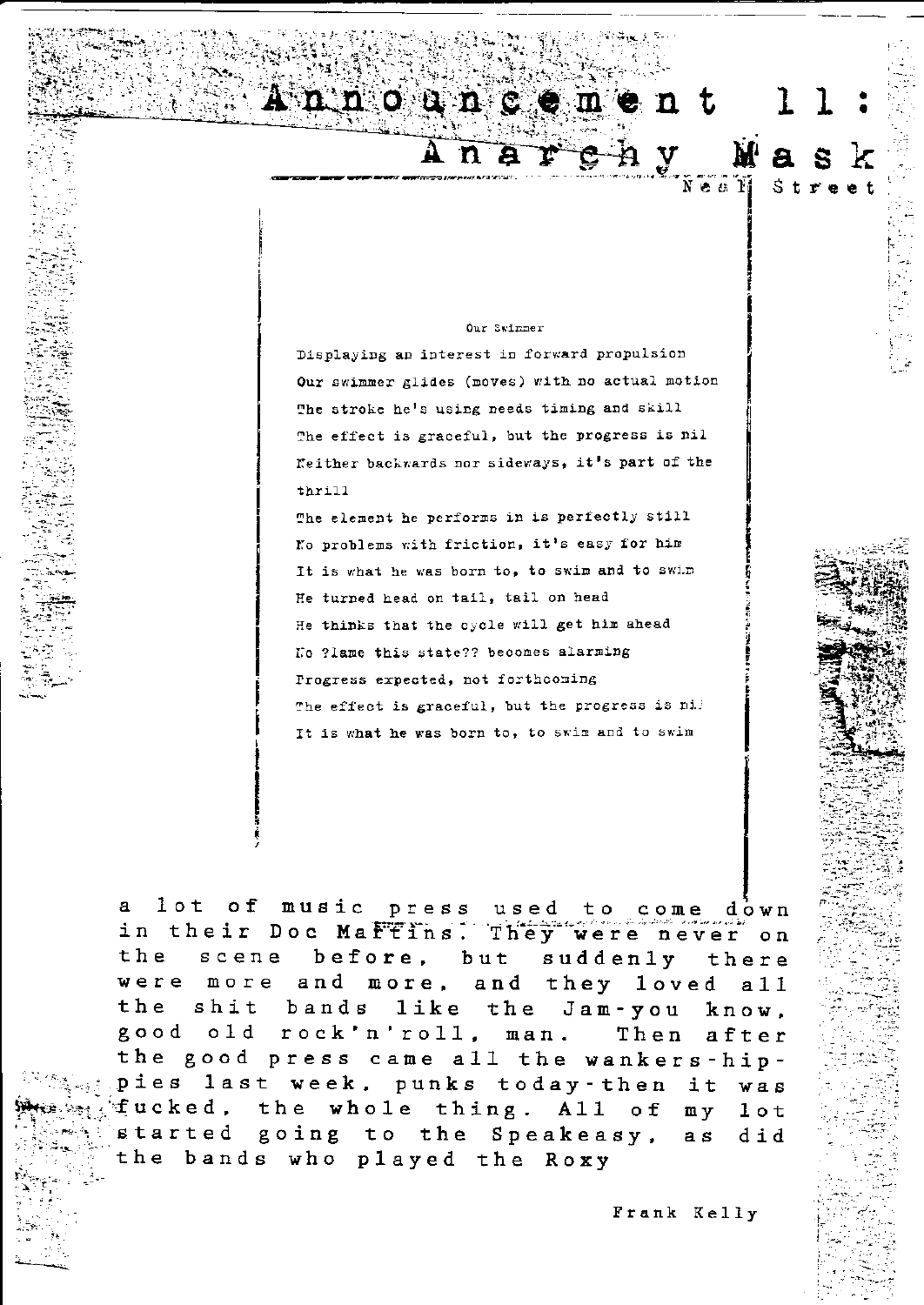# Announcement 11: Anarchy Mask

Neal Street

Our Swimmer

Displaying an interest in forward propulsion
Our swimmer glides (moves) with no actual motion
The stroke he's using needs timing and skill
The effect is graceful, but the progress is nil
Neither backwards nor sideways, it's part of the thrill
The element he performs in is perfectly still
No problems with friction, it's easy for him
It is what he was born to, to swim and to swim
He turned head on tail, tail on head
He thinks that the cycle will get him ahead
No ?lame this state?? becomes alarming
Progress expected, not forthcoming
The effect is graceful, but the progress is nil
It is what he was born to, to swim and to swim

a lot of music press used to come down in their Doc Martins. They were never on the scene before, but suddenly there were more and more, and they loved all the shit bands like the Jam-you know, good old rock'n'roll, man. Then after the good press came all the wankers-hippies last week, punks today-then it was fucked, the whole thing. All of my lot started going to the Speakeasy, as did the bands who played the Roxy

Frank Kelly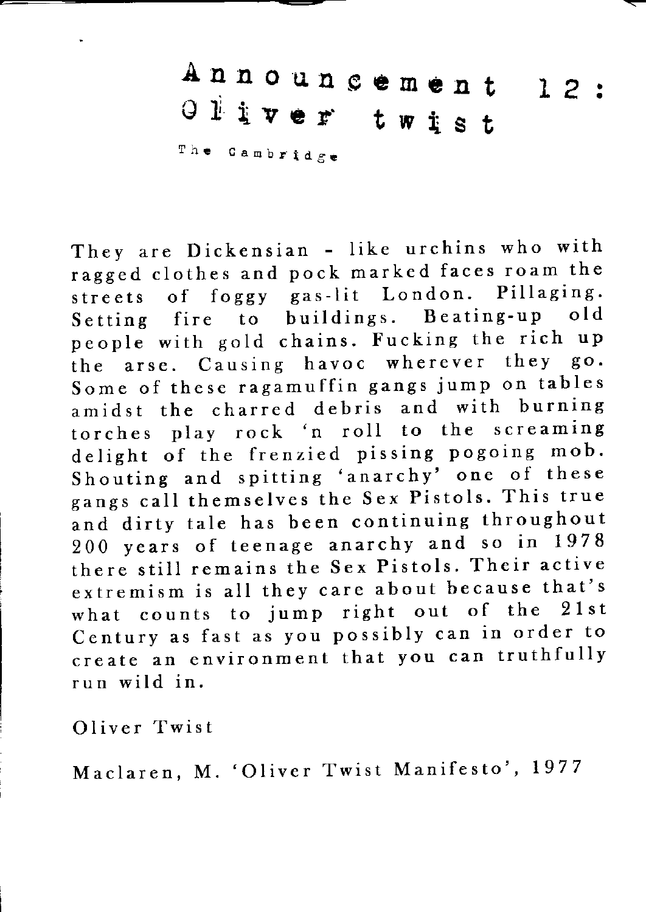# Announcement 12: Oliver twist

The Cambridge

They are Dickensian - like urchins who with ragged clothes and pock marked faces roam the streets of foggy gas-lit London. Pillaging. Setting fire to buildings. Beating-up old people with gold chains. Fucking the rich up the arse. Causing havoc wherever they go. Some of these ragamuffin gangs jump on tables amidst the charred debris and with burning torches play rock 'n roll to the screaming delight of the frenzied pissing pogoing mob. Shouting and spitting 'anarchy' one of these gangs call themselves the Sex Pistols. This true and dirty tale has been continuing throughout 200 years of teenage anarchy and so in 1978 there still remains the Sex Pistols. Their active extremism is all they care about because that's what counts to jump right out of the 21st Century as fast as you possibly can in order to create an environment that you can truthfully run wild in.

Oliver Twist

Maclaren, M. 'Oliver Twist Manifesto', 1977